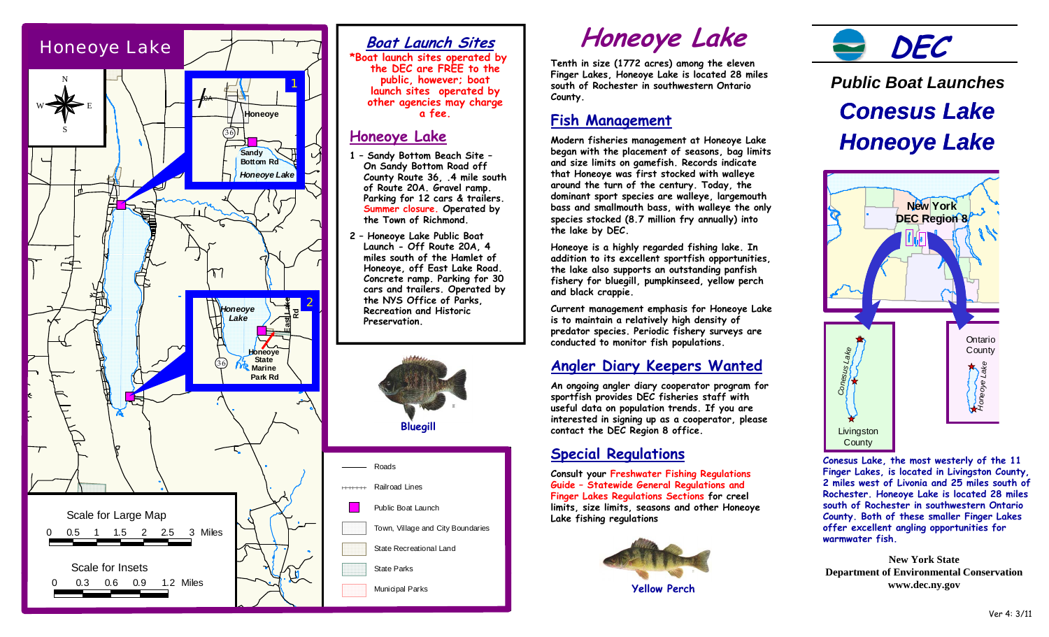# Honeoye Lake

## Boat Launch Sites

*Boat launch sites operated by the DEC are FREE to the public, however; boat launch sites operated by other agencies may charge a fee.

## Honeoye Lake

1 – Sandy Bottom Beach Site – On Sandy Bottom Road off County Route 36, .4 mile south of Route 20A. Gravel ramp. Parking for 12 cars & trailers. Summer closure. Operated by the Town of Richmond.

2 – Honeoye Lake Public Boat Launch - Off Route 20A, 4 miles south of the Hamlet of Honeoye, off East Lake Road. Concrete ramp. Parking for 30 cars and trailers. Operated by the NYS Office of Parks, Recreation and Historic Preservation.

Bluegill

Legend:
- Roads
- Railroad Lines
- Public Boat Launch
- Town, Village and City Boundaries
- State Recreational Land
- State Parks
- Municipal Parks

Scale for Large Map: 0 – 0.5 – 1 – 1.5 – 2 – 2.5 – 3 Miles

Scale for Insets: 0 – 0.3 – 0.6 – 0.9 – 1.2 Miles

# Honeoye Lake

Tenth in size (1772 acres) among the eleven Finger Lakes, Honeoye Lake is located 28 miles south of Rochester in southwestern Ontario County.

## Fish Management

Modern fisheries management at Honeoye Lake began with the placement of seasons, bag limits and size limits on gamefish. Records indicate that Honeoye was first stocked with walleye around the turn of the century. Today, the dominant sport species are walleye, largemouth bass and smallmouth bass, with walleye the only species stocked (8.7 million fry annually) into the lake by DEC.

Honeoye is a highly regarded fishing lake. In addition to its excellent sportfish opportunities, the lake also supports an outstanding panfish fishery for bluegill, pumpkinseed, yellow perch and black crappie.

Current management emphasis for Honeoye Lake is to maintain a relatively high density of predator species. Periodic fishery surveys are conducted to monitor fish populations.

## Angler Diary Keepers Wanted

An ongoing angler diary cooperator program for sportfish provides DEC fisheries staff with useful data on population trends. If you are interested in signing up as a cooperator, please contact the DEC Region 8 office.

## Special Regulations

Consult your Freshwater Fishing Regulations Guide – Statewide General Regulations and Finger Lakes Regulations Sections for creel limits, size limits, seasons and other Honeoye Lake fishing regulations

Yellow Perch

# DEC

## Public Boat Launches

## Conesus Lake
## Honeoye Lake

Conesus Lake, the most westerly of the 11 Finger Lakes, is located in Livingston County, 2 miles west of Livonia and 25 miles south of Rochester. Honeoye Lake is located 28 miles south of Rochester in southwestern Ontario County. Both of these smaller Finger Lakes offer excellent angling opportunities for warmwater fish.

**New York State**
**Department of Environmental Conservation**
**www.dec.ny.gov**

Ver 4: 3/11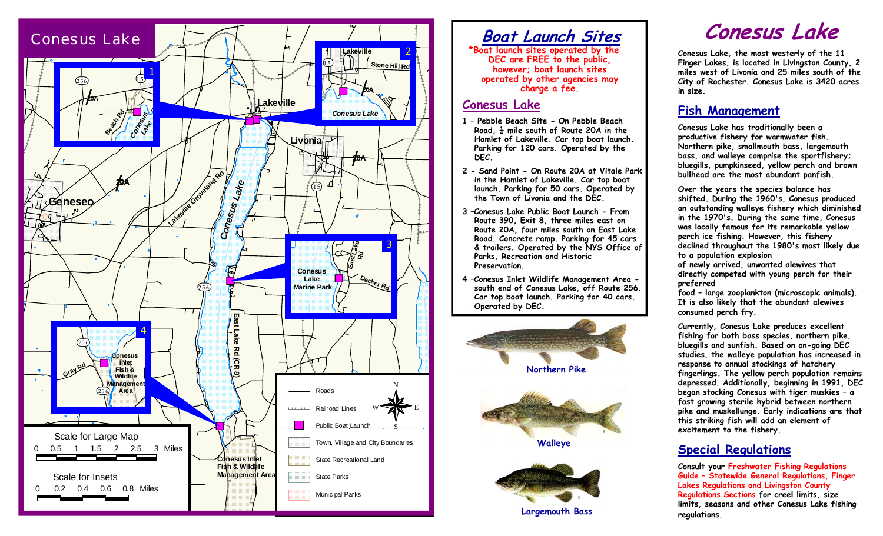# Conesus Lake

Lakeville

Livonia

Geneseo

Conesus Lake

Lakeville Groveland Rd

East Lake Rd (CR 8)

Conesus Inlet Fish & Wildlife Management Area

1 — Beach Rd, Conesus Lake, 20A, 256, 15

2 — Lakeville, Stone Hill Rd, 20A, 15, Conesus Lake

3 — Conesus Lake Marine Park, East Lake Rd, Decker Rd

4 — Gray Rd, Conesus Inlet Fish & Wildlife Management Area, 256

Scale for Large Map

0 0.5 1 1.5 2 2.5 3 Miles

Scale for Insets

0 0.2 0.4 0.6 0.8 Miles

Roads

Railroad Lines

Public Boat Launch

Town, Village and City Boundaries

State Recreational Land

State Parks

Municipal Parks

N W E S

## Boat Launch Sites

*Boat launch sites operated by the DEC are FREE to the public, however; boat launch sites operated by other agencies may charge a fee.

### Conesus Lake

1 - Pebble Beach Site - On Pebble Beach Road, ¼ mile south of Route 20A in the Hamlet of Lakeville. Car top boat launch. Parking for 120 cars. Operated by the DEC.

2 - Sand Point - On Route 20A at Vitale Park in the Hamlet of Lakeville. Car top boat launch. Parking for 50 cars. Operated by the Town of Livonia and the DEC.

3 -Conesus Lake Public Boat Launch - From Route 390, Exit 8, three miles east on Route 20A, four miles south on East Lake Road. Concrete ramp. Parking for 45 cars & trailers. Operated by the NYS Office of Parks, Recreation and Historic Preservation.

4 -Conesus Inlet Wildlife Management Area - south end of Conesus Lake, off Route 256. Car top boat launch. Parking for 40 cars. Operated by DEC.

Northern Pike

Walleye

Largemouth Bass

# Conesus Lake

Conesus Lake, the most westerly of the 11 Finger Lakes, is located in Livingston County, 2 miles west of Livonia and 25 miles south of the City of Rochester. Conesus Lake is 3420 acres in size.

## Fish Management

Conesus Lake has traditionally been a productive fishery for warmwater fish. Northern pike, smallmouth bass, largemouth bass, and walleye comprise the sportfishery; bluegills, pumpkinseed, yellow perch and brown bullhead are the most abundant panfish.

Over the years the species balance has shifted. During the 1960's, Conesus produced an outstanding walleye fishery which diminished in the 1970's. During the same time, Conesus was locally famous for its remarkable yellow perch ice fishing. However, this fishery declined throughout the 1980's most likely due to a population explosion of newly arrived, unwanted alewives that directly competed with young perch for their preferred food - large zooplankton (microscopic animals). It is also likely that the abundant alewives consumed perch fry.

Currently, Conesus Lake produces excellent fishing for both bass species, northern pike, bluegills and sunfish. Based on on-going DEC studies, the walleye population has increased in response to annual stockings of hatchery fingerlings. The yellow perch population remains depressed. Additionally, beginning in 1991, DEC began stocking Conesus with tiger muskies - a fast growing sterile hybrid between northern pike and muskellunge. Early indications are that this striking fish will add an element of excitement to the fishery.

## Special Regulations

Consult your Freshwater Fishing Regulations Guide - Statewide General Regulations, Finger Lakes Regulations and Livingston County Regulations Sections for creel limits, size limits, seasons and other Conesus Lake fishing regulations.